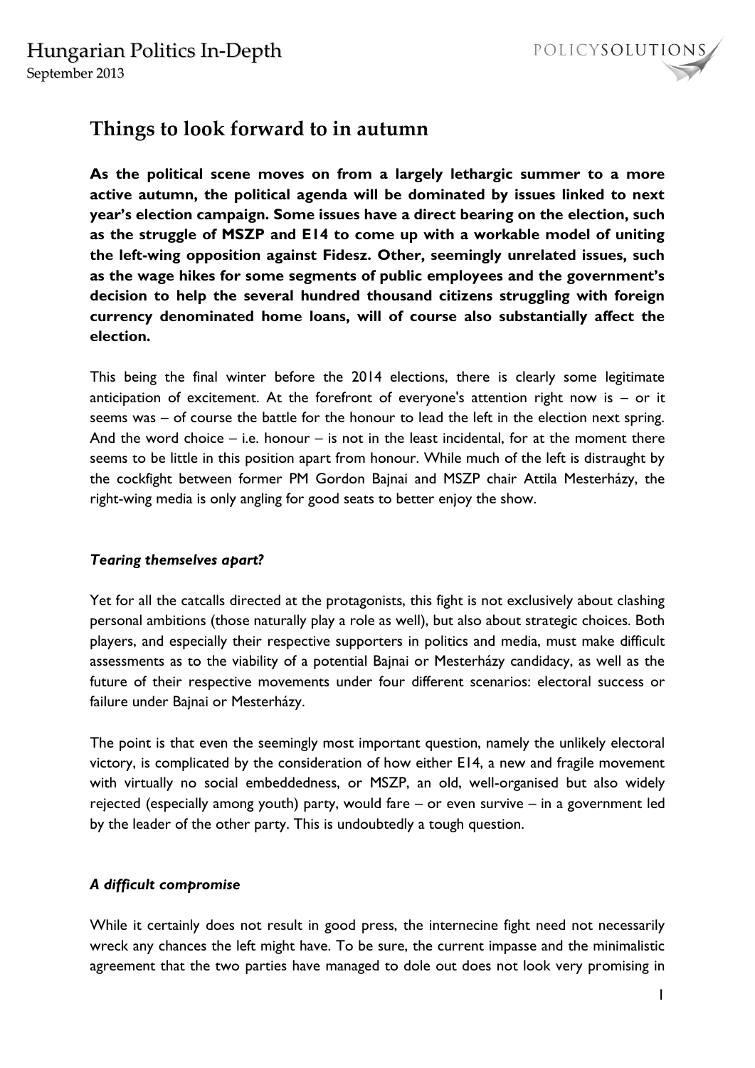# Things to look forward to in autumn

**As the political scene moves on from a largely lethargic summer to a more active autumn, the political agenda will be dominated by issues linked to next year's election campaign. Some issues have a direct bearing on the election, such as the struggle of MSZP and E14 to come up with a workable model of uniting the left-wing opposition against Fidesz. Other, seemingly unrelated issues, such as the wage hikes for some segments of public employees and the government's decision to help the several hundred thousand citizens struggling with foreign currency denominated home loans, will of course also substantially affect the election.**

This being the final winter before the 2014 elections, there is clearly some legitimate anticipation of excitement. At the forefront of everyone's attention right now is – or it seems was – of course the battle for the honour to lead the left in the election next spring. And the word choice – i.e. honour – is not in the least incidental, for at the moment there seems to be little in this position apart from honour. While much of the left is distraught by the cockfight between former PM Gordon Bajnai and MSZP chair Attila Mesterházy, the right-wing media is only angling for good seats to better enjoy the show.

### *Tearing themselves apart?*

Yet for all the catcalls directed at the protagonists, this fight is not exclusively about clashing personal ambitions (those naturally play a role as well), but also about strategic choices. Both players, and especially their respective supporters in politics and media, must make difficult assessments as to the viability of a potential Bajnai or Mesterházy candidacy, as well as the future of their respective movements under four different scenarios: electoral success or failure under Bajnai or Mesterházy.

The point is that even the seemingly most important question, namely the unlikely electoral victory, is complicated by the consideration of how either E14, a new and fragile movement with virtually no social embeddedness, or MSZP, an old, well-organised but also widely rejected (especially among youth) party, would fare – or even survive – in a government led by the leader of the other party. This is undoubtedly a tough question.

### *A difficult compromise*

While it certainly does not result in good press, the internecine fight need not necessarily wreck any chances the left might have. To be sure, the current impasse and the minimalistic agreement that the two parties have managed to dole out does not look very promising in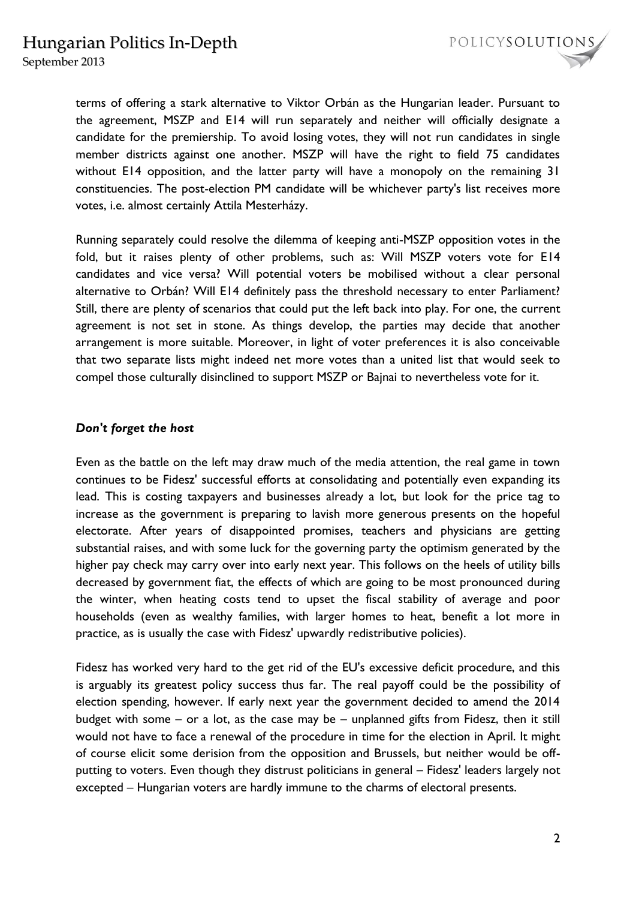terms of offering a stark alternative to Viktor Orbán as the Hungarian leader. Pursuant to the agreement, MSZP and E14 will run separately and neither will officially designate a candidate for the premiership. To avoid losing votes, they will not run candidates in single member districts against one another. MSZP will have the right to field 75 candidates without E14 opposition, and the latter party will have a monopoly on the remaining 31 constituencies. The post-election PM candidate will be whichever party's list receives more votes, i.e. almost certainly Attila Mesterházy.

Running separately could resolve the dilemma of keeping anti-MSZP opposition votes in the fold, but it raises plenty of other problems, such as: Will MSZP voters vote for E14 candidates and vice versa? Will potential voters be mobilised without a clear personal alternative to Orbán? Will E14 definitely pass the threshold necessary to enter Parliament? Still, there are plenty of scenarios that could put the left back into play. For one, the current agreement is not set in stone. As things develop, the parties may decide that another arrangement is more suitable. Moreover, in light of voter preferences it is also conceivable that two separate lists might indeed net more votes than a united list that would seek to compel those culturally disinclined to support MSZP or Bajnai to nevertheless vote for it.

### *Don't forget the host*

Even as the battle on the left may draw much of the media attention, the real game in town continues to be Fidesz' successful efforts at consolidating and potentially even expanding its lead. This is costing taxpayers and businesses already a lot, but look for the price tag to increase as the government is preparing to lavish more generous presents on the hopeful electorate. After years of disappointed promises, teachers and physicians are getting substantial raises, and with some luck for the governing party the optimism generated by the higher pay check may carry over into early next year. This follows on the heels of utility bills decreased by government fiat, the effects of which are going to be most pronounced during the winter, when heating costs tend to upset the fiscal stability of average and poor households (even as wealthy families, with larger homes to heat, benefit a lot more in practice, as is usually the case with Fidesz' upwardly redistributive policies).

Fidesz has worked very hard to the get rid of the EU's excessive deficit procedure, and this is arguably its greatest policy success thus far. The real payoff could be the possibility of election spending, however. If early next year the government decided to amend the 2014 budget with some – or a lot, as the case may be – unplanned gifts from Fidesz, then it still would not have to face a renewal of the procedure in time for the election in April. It might of course elicit some derision from the opposition and Brussels, but neither would be off-putting to voters. Even though they distrust politicians in general – Fidesz' leaders largely not excepted – Hungarian voters are hardly immune to the charms of electoral presents.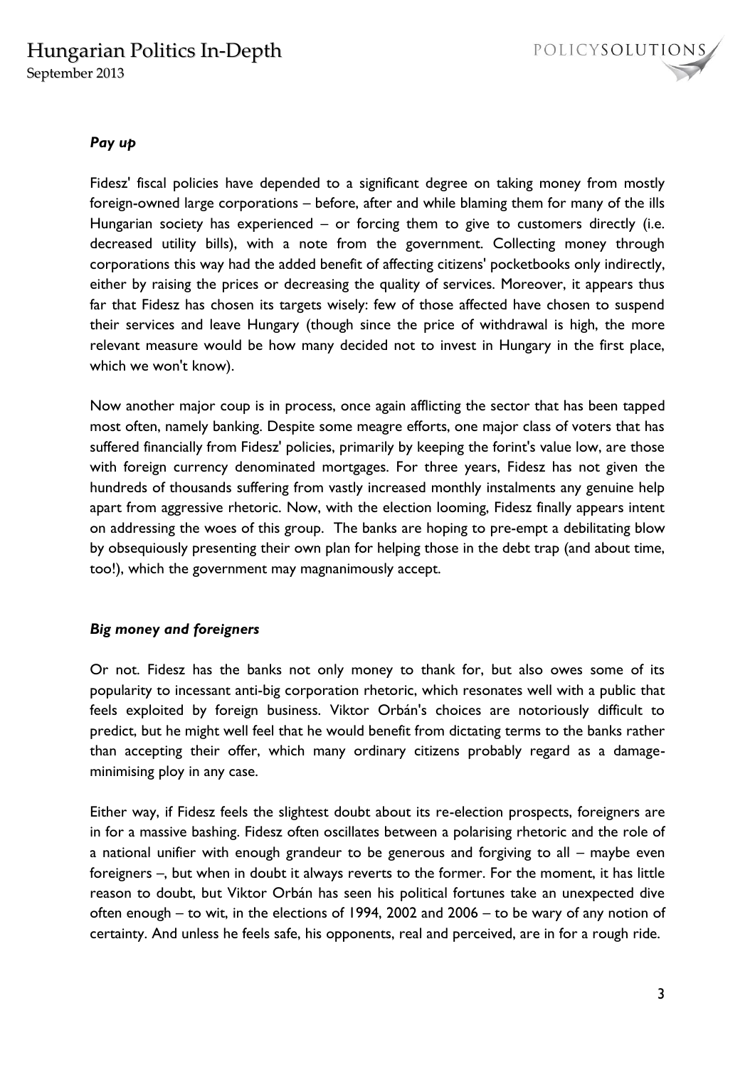### *Pay up*

Fidesz' fiscal policies have depended to a significant degree on taking money from mostly foreign-owned large corporations – before, after and while blaming them for many of the ills Hungarian society has experienced – or forcing them to give to customers directly (i.e. decreased utility bills), with a note from the government. Collecting money through corporations this way had the added benefit of affecting citizens' pocketbooks only indirectly, either by raising the prices or decreasing the quality of services. Moreover, it appears thus far that Fidesz has chosen its targets wisely: few of those affected have chosen to suspend their services and leave Hungary (though since the price of withdrawal is high, the more relevant measure would be how many decided not to invest in Hungary in the first place, which we won't know).

Now another major coup is in process, once again afflicting the sector that has been tapped most often, namely banking. Despite some meagre efforts, one major class of voters that has suffered financially from Fidesz' policies, primarily by keeping the forint's value low, are those with foreign currency denominated mortgages. For three years, Fidesz has not given the hundreds of thousands suffering from vastly increased monthly instalments any genuine help apart from aggressive rhetoric. Now, with the election looming, Fidesz finally appears intent on addressing the woes of this group. The banks are hoping to pre-empt a debilitating blow by obsequiously presenting their own plan for helping those in the debt trap (and about time, too!), which the government may magnanimously accept.

### *Big money and foreigners*

Or not. Fidesz has the banks not only money to thank for, but also owes some of its popularity to incessant anti-big corporation rhetoric, which resonates well with a public that feels exploited by foreign business. Viktor Orbán's choices are notoriously difficult to predict, but he might well feel that he would benefit from dictating terms to the banks rather than accepting their offer, which many ordinary citizens probably regard as a damage-minimising ploy in any case.

Either way, if Fidesz feels the slightest doubt about its re-election prospects, foreigners are in for a massive bashing. Fidesz often oscillates between a polarising rhetoric and the role of a national unifier with enough grandeur to be generous and forgiving to all – maybe even foreigners –, but when in doubt it always reverts to the former. For the moment, it has little reason to doubt, but Viktor Orbán has seen his political fortunes take an unexpected dive often enough – to wit, in the elections of 1994, 2002 and 2006 – to be wary of any notion of certainty. And unless he feels safe, his opponents, real and perceived, are in for a rough ride.